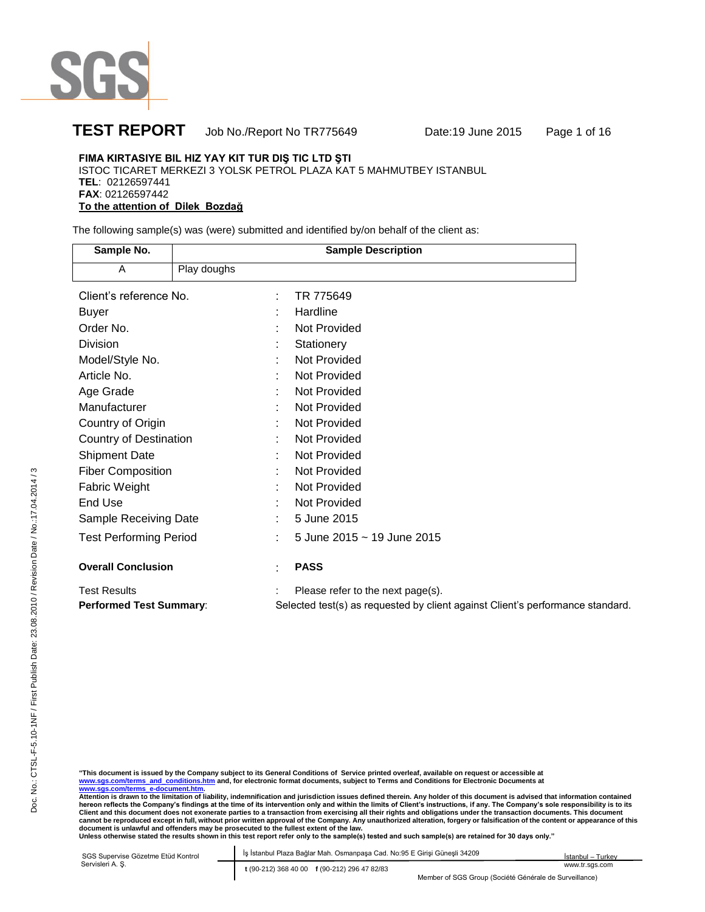# TEST REPORT

Job No./Report No TR775649 Date:19 June 2015

**FIMA KIRTASIYE BIL HIZ YAY KIT TUR DIŞ TIC LTD ŞTI**
ISTOC TICARET MERKEZI 3 YOLSK PETROL PLAZA KAT 5 MAHMUTBEY ISTANBUL
**TEL**: 02126597441
**FAX**: 02126597442
**To the attention of Dilek Bozdağ**

The following sample(s) was (were) submitted and identified by/on behalf of the client as:

| Sample No. | Sample Description |
|---|---|
| A | Play doughs |

| | | |
|---|---|---|
| Client's reference No. | : | TR 775649 |
| Buyer | : | Hardline |
| Order No. | : | Not Provided |
| Division | : | Stationery |
| Model/Style No. | : | Not Provided |
| Article No. | : | Not Provided |
| Age Grade | : | Not Provided |
| Manufacturer | : | Not Provided |
| Country of Origin | : | Not Provided |
| Country of Destination | : | Not Provided |
| Shipment Date | : | Not Provided |
| Fiber Composition | : | Not Provided |
| Fabric Weight | : | Not Provided |
| End Use | : | Not Provided |
| Sample Receiving Date | : | 5 June 2015 |
| Test Performing Period | : | 5 June 2015 ~ 19 June 2015 |
| **Overall Conclusion** | : | **PASS** |
| Test Results | : | Please refer to the next page(s). |

**Performed Test Summary**: Selected test(s) as requested by client against Client's performance standard.

**"This document is issued by the Company subject to its General Conditions of Service printed overleaf, available on request or accessible at www.sgs.com/terms_and_conditions.htm and, for electronic format documents, subject to Terms and Conditions for Electronic Documents at www.sgs.com/terms_e-document.htm.**
**Attention is drawn to the limitation of liability, indemnification and jurisdiction issues defined therein. Any holder of this document is advised that information contained hereon reflects the Company's findings at the time of its intervention only and within the limits of Client's instructions, if any. The Company's sole responsibility is to its Client and this document does not exonerate parties to a transaction from exercising all their rights and obligations under the transaction documents. This document cannot be reproduced except in full, without prior written approval of the Company. Any unauthorized alteration, forgery or falsification of the content or appearance of this document is unlawful and offenders may be prosecuted to the fullest extent of the law.**
**Unless otherwise stated the results shown in this test report refer only to the sample(s) tested and such sample(s) are retained for 30 days only."**

SGS Supervise Gözetme Etüd Kontrol Servisleri A. Ş. | İş İstanbul Plaza Bağlar Mah. Osmanpaşa Cad. No:95 E Girişi Güneşli 34209 | İstanbul – Turkey
**t** (90-212) 368 40 00 **f** (90-212) 296 47 82/83 | www.tr.sgs.com
Member of SGS Group (Société Générale de Surveillance)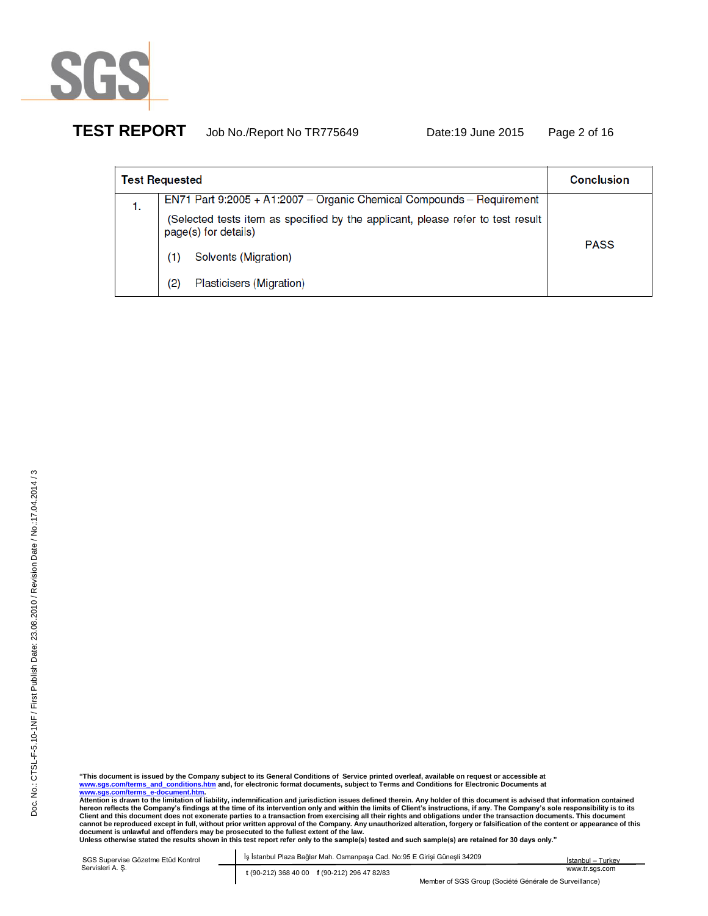| Test Requested | | Conclusion |
|---|---|---|
| 1. | EN71 Part 9:2005 + A1:2007 – Organic Chemical Compounds – Requirement<br>(Selected tests item as specified by the applicant, please refer to test result page(s) for details)<br>(1) Solvents (Migration)<br>(2) Plasticisers (Migration) | PASS |

"This document is issued by the Company subject to its General Conditions of Service printed overleaf, available on request or accessible at www.sgs.com/terms_and_conditions.htm and, for electronic format documents, subject to Terms and Conditions for Electronic Documents at www.sgs.com/terms_e-document.htm.
Attention is drawn to the limitation of liability, indemnification and jurisdiction issues defined therein. Any holder of this document is advised that information contained hereon reflects the Company's findings at the time of its intervention only and within the limits of Client's instructions, if any. The Company's sole responsibility is to its Client and this document does not exonerate parties to a transaction from exercising all their rights and obligations under the transaction documents. This document cannot be reproduced except in full, without prior written approval of the Company. Any unauthorized alteration, forgery or falsification of the content or appearance of this document is unlawful and offenders may be prosecuted to the fullest extent of the law.
Unless otherwise stated the results shown in this test report refer only to the sample(s) tested and such sample(s) are retained for 30 days only."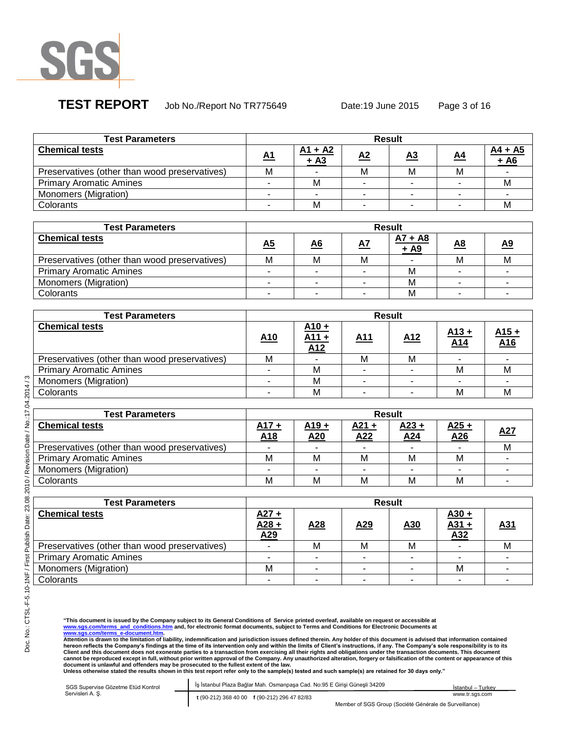# TEST REPORT

Job No./Report No TR775649 Date:19 June 2015

| Test Parameters | Result | | | | | |
|---|---|---|---|---|---|---|
| **Chemical tests** | **A1** | **A1 + A2 + A3** | **A2** | **A3** | **A4** | **A4 + A5 + A6** |
| Preservatives (other than wood preservatives) | M | - | M | M | M | - |
| Primary Aromatic Amines | - | M | - | - | - | M |
| Monomers (Migration) | - | - | - | - | - | - |
| Colorants | - | M | - | - | - | M |

| Test Parameters | Result | | | | | |
|---|---|---|---|---|---|---|
| **Chemical tests** | **A5** | **A6** | **A7** | **A7 + A8 + A9** | **A8** | **A9** |
| Preservatives (other than wood preservatives) | M | M | M | - | M | M |
| Primary Aromatic Amines | - | - | - | M | - | - |
| Monomers (Migration) | - | - | - | M | - | - |
| Colorants | - | - | - | M | - | - |

| Test Parameters | Result | | | | | |
|---|---|---|---|---|---|---|
| **Chemical tests** | **A10** | **A10 + A11 + A12** | **A11** | **A12** | **A13 + A14** | **A15 + A16** |
| Preservatives (other than wood preservatives) | M | - | M | M | - | - |
| Primary Aromatic Amines | - | M | - | - | M | M |
| Monomers (Migration) | - | M | - | - | - | - |
| Colorants | - | M | - | - | M | M |

| Test Parameters | Result | | | | | |
|---|---|---|---|---|---|---|
| **Chemical tests** | **A17 + A18** | **A19 + A20** | **A21 + A22** | **A23 + A24** | **A25 + A26** | **A27** |
| Preservatives (other than wood preservatives) | - | - | - | - | - | M |
| Primary Aromatic Amines | M | M | M | M | M | - |
| Monomers (Migration) | - | - | - | - | - | - |
| Colorants | M | M | M | M | M | - |

| Test Parameters | Result | | | | | |
|---|---|---|---|---|---|---|
| **Chemical tests** | **A27 + A28 + A29** | **A28** | **A29** | **A30** | **A30 + A31 + A32** | **A31** |
| Preservatives (other than wood preservatives) | - | M | M | M | - | M |
| Primary Aromatic Amines | - | - | - | - | - | - |
| Monomers (Migration) | M | - | - | - | M | - |
| Colorants | - | - | - | - | - | - |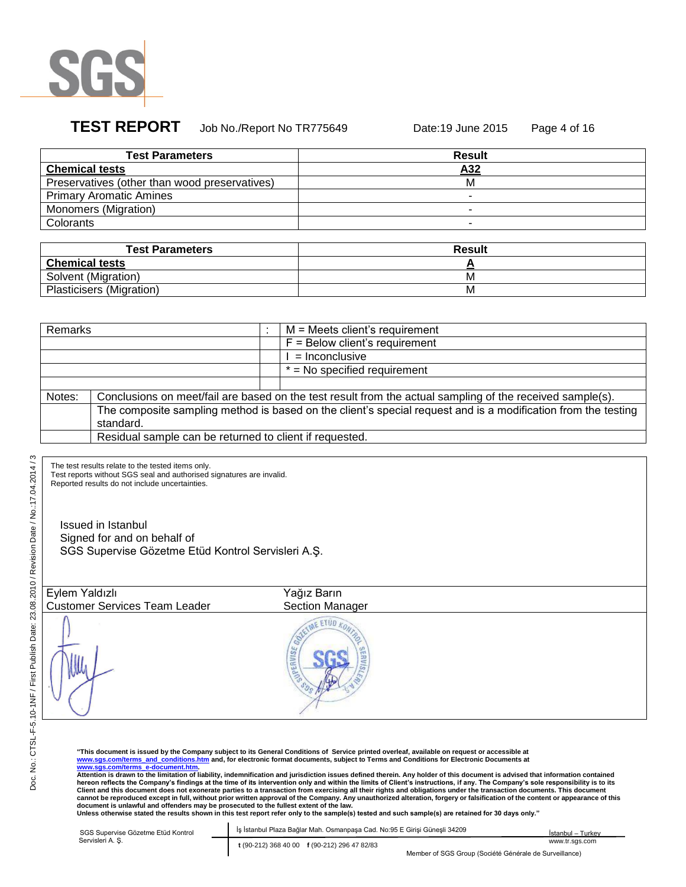# TEST REPORT

Job No./Report No TR775649 Date:19 June 2015

| Test Parameters | Result |
|---|---|
| **Chemical tests** | **A32** |
| Preservatives (other than wood preservatives) | M |
| Primary Aromatic Amines | - |
| Monomers (Migration) | - |
| Colorants | - |

| Test Parameters | Result |
|---|---|
| **Chemical tests** | **A** |
| Solvent (Migration) | M |
| Plasticisers (Migration) | M |

| Remarks | : | M = Meets client's requirement |
|---|---|---|
| | | F = Below client's requirement |
| | | I = Inconclusive |
| | | * = No specified requirement |

| Notes: | Conclusions on meet/fail are based on the test result from the actual sampling of the received sample(s). |
|---|---|
| | The composite sampling method is based on the client's special request and is a modification from the testing standard. |
| | Residual sample can be returned to client if requested. |

The test results relate to the tested items only.
Test reports without SGS seal and authorised signatures are invalid.
Reported results do not include uncertainties.

Issued in Istanbul
Signed for and on behalf of
SGS Supervise Gözetme Etüd Kontrol Servisleri A.Ş.

| Eylem Yaldızlı | Yağız Barın |
|---|---|
| Customer Services Team Leader | Section Manager |

Doc. No.: CTSL-F-5.10-1NF / First Publish Date: 23.08.2010 / Revision Date / No.:17.04.2014 / 3

**"This document is issued by the Company subject to its General Conditions of Service printed overleaf, available on request or accessible at www.sgs.com/terms_and_conditions.htm and, for electronic format documents, subject to Terms and Conditions for Electronic Documents at www.sgs.com/terms_e-document.htm. Attention is drawn to the limitation of liability, indemnification and jurisdiction issues defined therein. Any holder of this document is advised that information contained hereon reflects the Company's findings at the time of its intervention only and within the limits of Client's instructions, if any. The Company's sole responsibility is to its Client and this document does not exonerate parties to a transaction from exercising all their rights and obligations under the transaction documents. This document cannot be reproduced except in full, without prior written approval of the Company. Any unauthorized alteration, forgery or falsification of the content or appearance of this document is unlawful and offenders may be prosecuted to the fullest extent of the law. Unless otherwise stated the results shown in this test report refer only to the sample(s) tested and such sample(s) are retained for 30 days only."**

SGS Supervise Gözetme Etüd Kontrol Servisleri A. Ş. | İş İstanbul Plaza Bağlar Mah. Osmanpaşa Cad. No:95 E Girişi Güneşli 34209 İstanbul – Turkey | t (90-212) 368 40 00 f (90-212) 296 47 82/83 | www.tr.sgs.com

Member of SGS Group (Société Générale de Surveillance)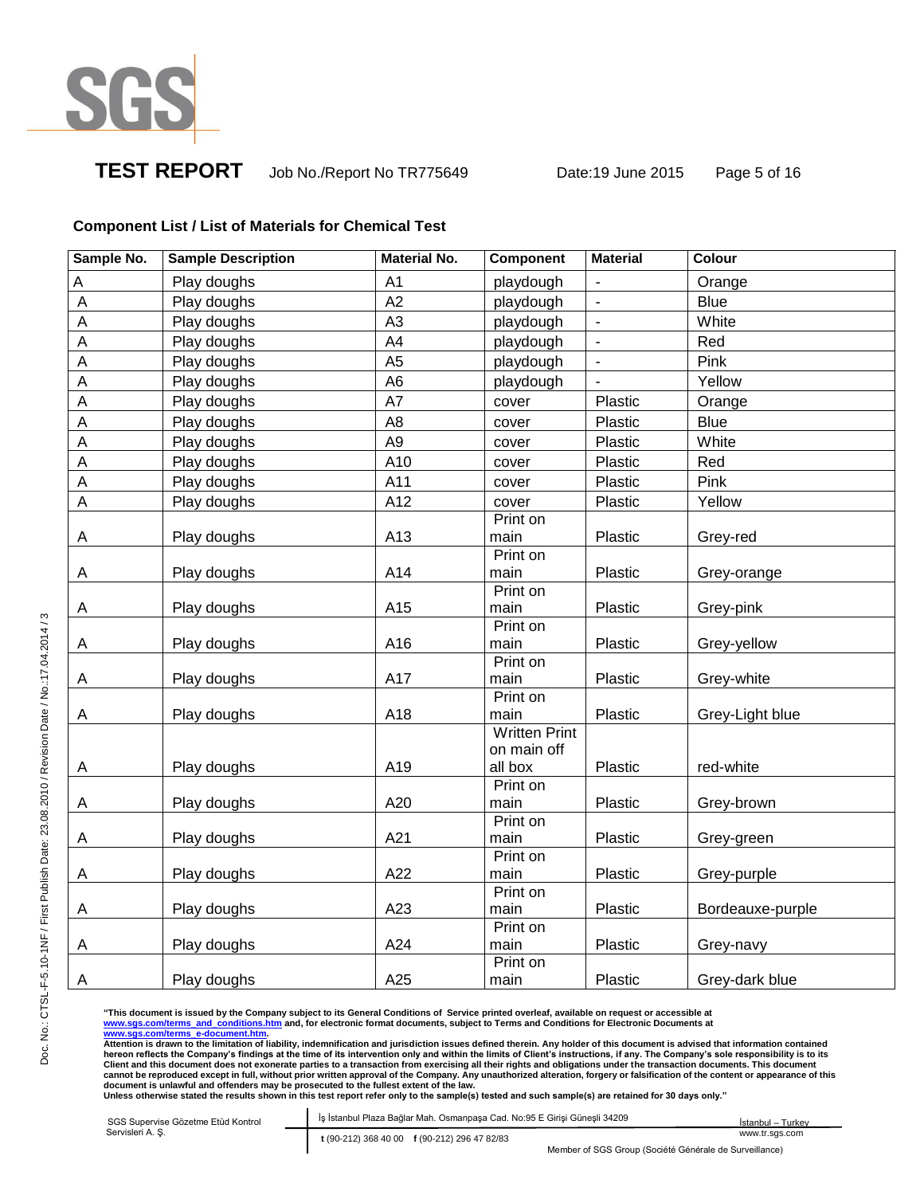# TEST REPORT

Job No./Report No TR775649 Date:19 June 2015

**Component List / List of Materials for Chemical Test**

| Sample No. | Sample Description | Material No. | Component | Material | Colour |
|---|---|---|---|---|---|
| A | Play doughs | A1 | playdough | - | Orange |
| A | Play doughs | A2 | playdough | - | Blue |
| A | Play doughs | A3 | playdough | - | White |
| A | Play doughs | A4 | playdough | - | Red |
| A | Play doughs | A5 | playdough | - | Pink |
| A | Play doughs | A6 | playdough | - | Yellow |
| A | Play doughs | A7 | cover | Plastic | Orange |
| A | Play doughs | A8 | cover | Plastic | Blue |
| A | Play doughs | A9 | cover | Plastic | White |
| A | Play doughs | A10 | cover | Plastic | Red |
| A | Play doughs | A11 | cover | Plastic | Pink |
| A | Play doughs | A12 | cover | Plastic | Yellow |
| A | Play doughs | A13 | Print on main | Plastic | Grey-red |
| A | Play doughs | A14 | Print on main | Plastic | Grey-orange |
| A | Play doughs | A15 | Print on main | Plastic | Grey-pink |
| A | Play doughs | A16 | Print on main | Plastic | Grey-yellow |
| A | Play doughs | A17 | Print on main | Plastic | Grey-white |
| A | Play doughs | A18 | Print on main | Plastic | Grey-Light blue |
| A | Play doughs | A19 | Written Print on main off all box | Plastic | red-white |
| A | Play doughs | A20 | Print on main | Plastic | Grey-brown |
| A | Play doughs | A21 | Print on main | Plastic | Grey-green |
| A | Play doughs | A22 | Print on main | Plastic | Grey-purple |
| A | Play doughs | A23 | Print on main | Plastic | Bordeauxe-purple |
| A | Play doughs | A24 | Print on main | Plastic | Grey-navy |
| A | Play doughs | A25 | Print on main | Plastic | Grey-dark blue |

**"This document is issued by the Company subject to its General Conditions of Service printed overleaf, available on request or accessible at www.sgs.com/terms_and_conditions.htm and, for electronic format documents, subject to Terms and Conditions for Electronic Documents at www.sgs.com/terms_e-document.htm.**
**Attention is drawn to the limitation of liability, indemnification and jurisdiction issues defined therein. Any holder of this document is advised that information contained hereon reflects the Company's findings at the time of its intervention only and within the limits of Client's instructions, if any. The Company's sole responsibility is to its Client and this document does not exonerate parties to a transaction from exercising all their rights and obligations under the transaction documents. This document cannot be reproduced except in full, without prior written approval of the Company. Any unauthorized alteration, forgery or falsification of the content or appearance of this document is unlawful and offenders may be prosecuted to the fullest extent of the law.**
**Unless otherwise stated the results shown in this test report refer only to the sample(s) tested and such sample(s) are retained for 30 days only."**

SGS Supervise Gözetme Etüd Kontrol Servisleri A. Ş. | İş İstanbul Plaza Bağlar Mah. Osmanpaşa Cad. No:95 E Girişi Güneşli 34209 İstanbul – Turkey | t (90-212) 368 40 00 f (90-212) 296 47 82/83 | www.tr.sgs.com

Member of SGS Group (Société Générale de Surveillance)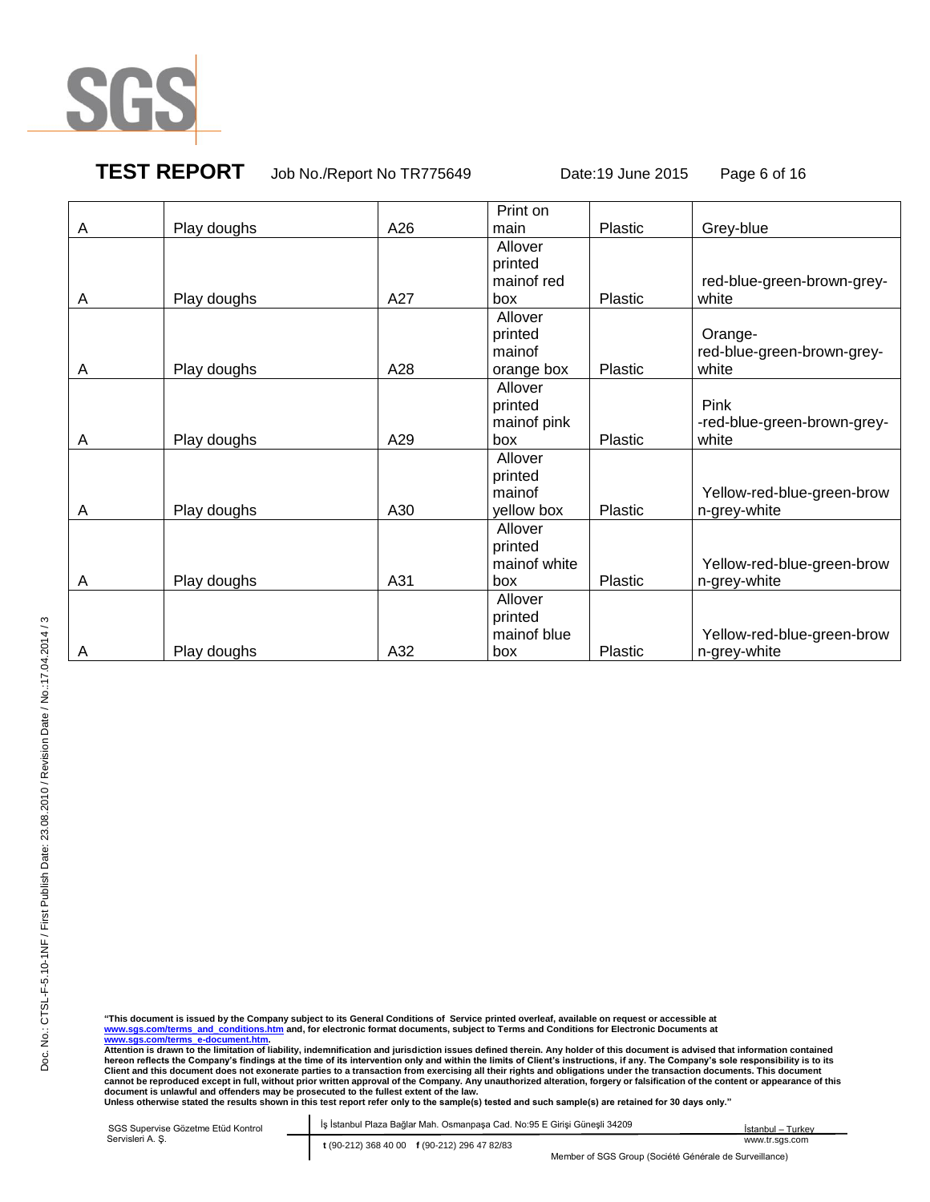| | | | | | |
|---|---|---|---|---|---|
| A | Play doughs | A26 | Print on main | Plastic | Grey-blue |
| A | Play doughs | A27 | Allover printed mainof red box | Plastic | red-blue-green-brown-grey-white |
| A | Play doughs | A28 | Allover printed mainof orange box | Plastic | Orange-red-blue-green-brown-grey-white |
| A | Play doughs | A29 | Allover printed mainof pink box | Plastic | Pink -red-blue-green-brown-grey-white |
| A | Play doughs | A30 | Allover printed mainof yellow box | Plastic | Yellow-red-blue-green-brown-grey-white |
| A | Play doughs | A31 | Allover printed mainof white box | Plastic | Yellow-red-blue-green-brown-grey-white |
| A | Play doughs | A32 | Allover printed mainof blue box | Plastic | Yellow-red-blue-green-brown-grey-white |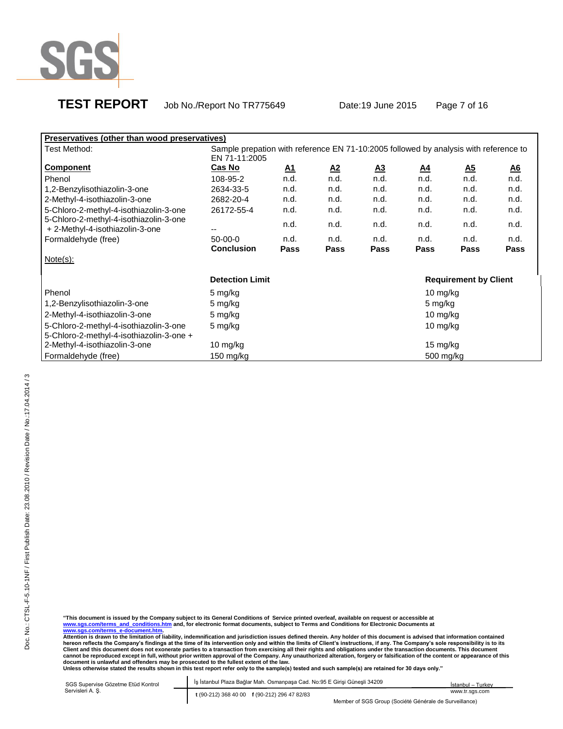**TEST REPORT** Job No./Report No TR775649 Date:19 June 2015

| **Preservatives (other than wood preservatives)** | | | | | | | |
|---|---|---|---|---|---|---|---|
| Test Method: | Sample prepation with reference EN 71-10:2005 followed by analysis with reference to EN 71-11:2005 | | | | | | |
| **Component** | **Cas No** | **A1** | **A2** | **A3** | **A4** | **A5** | **A6** |
| Phenol | 108-95-2 | n.d. | n.d. | n.d. | n.d. | n.d. | n.d. |
| 1,2-Benzylisothiazolin-3-one | 2634-33-5 | n.d. | n.d. | n.d. | n.d. | n.d. | n.d. |
| 2-Methyl-4-isothiazolin-3-one | 2682-20-4 | n.d. | n.d. | n.d. | n.d. | n.d. | n.d. |
| 5-Chloro-2-methyl-4-isothiazolin-3-one | 26172-55-4 | n.d. | n.d. | n.d. | n.d. | n.d. | n.d. |
| 5-Chloro-2-methyl-4-isothiazolin-3-one + 2-Methyl-4-isothiazolin-3-one | -- | n.d. | n.d. | n.d. | n.d. | n.d. | n.d. |
| Formaldehyde (free) | 50-00-0 | n.d. | n.d. | n.d. | n.d. | n.d. | n.d. |
| | **Conclusion** | **Pass** | **Pass** | **Pass** | **Pass** | **Pass** | **Pass** |

Note(s):

| | **Detection Limit** | **Requirement by Client** |
|---|---|---|
| Phenol | 5 mg/kg | 10 mg/kg |
| 1,2-Benzylisothiazolin-3-one | 5 mg/kg | 5 mg/kg |
| 2-Methyl-4-isothiazolin-3-one | 5 mg/kg | 10 mg/kg |
| 5-Chloro-2-methyl-4-isothiazolin-3-one | 5 mg/kg | 10 mg/kg |
| 5-Chloro-2-methyl-4-isothiazolin-3-one + 2-Methyl-4-isothiazolin-3-one | 10 mg/kg | 15 mg/kg |
| Formaldehyde (free) | 150 mg/kg | 500 mg/kg |

**"This document is issued by the Company subject to its General Conditions of Service printed overleaf, available on request or accessible at www.sgs.com/terms_and_conditions.htm and, for electronic format documents, subject to Terms and Conditions for Electronic Documents at www.sgs.com/terms_e-document.htm.**
**Attention is drawn to the limitation of liability, indemnification and jurisdiction issues defined therein. Any holder of this document is advised that information contained hereon reflects the Company's findings at the time of its intervention only and within the limits of Client's instructions, if any. The Company's sole responsibility is to its Client and this document does not exonerate parties to a transaction from exercising all their rights and obligations under the transaction documents. This document cannot be reproduced except in full, without prior written approval of the Company. Any unauthorized alteration, forgery or falsification of the content or appearance of this document is unlawful and offenders may be prosecuted to the fullest extent of the law.**
**Unless otherwise stated the results shown in this test report refer only to the sample(s) tested and such sample(s) are retained for 30 days only."**

SGS Supervise Gözetme Etüd Kontrol Servisleri A. Ş. | İş İstanbul Plaza Bağlar Mah. Osmanpaşa Cad. No:95 E Girişi Güneşli 34209 | İstanbul – Turkey
**t** (90-212) 368 40 00 **f** (90-212) 296 47 82/83 | www.tr.sgs.com
Member of SGS Group (Société Générale de Surveillance)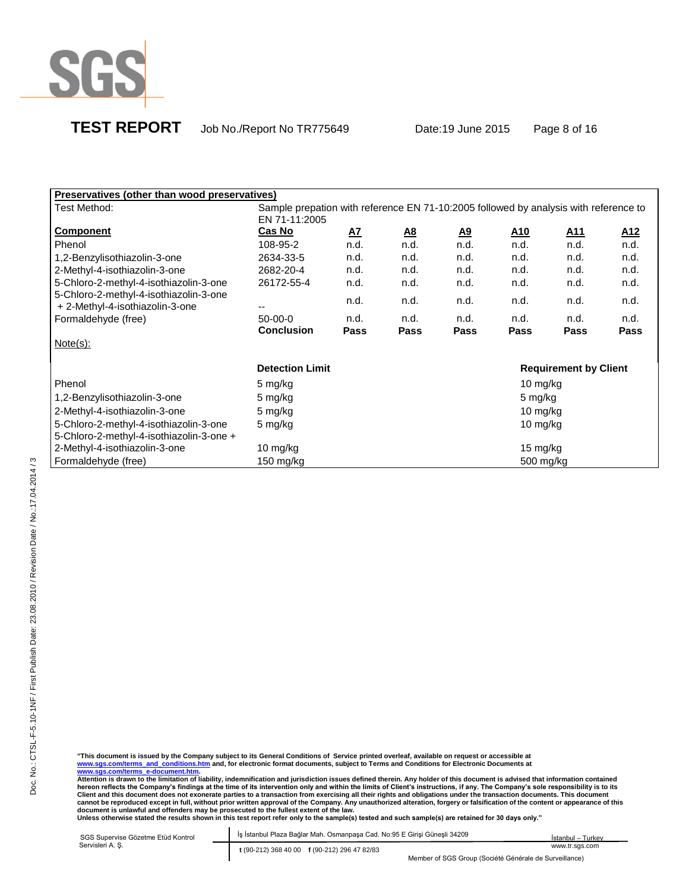**TEST REPORT** Job No./Report No TR775649 Date:19 June 2015

**Preservatives (other than wood preservatives)**

Test Method: Sample prepation with reference EN 71-10:2005 followed by analysis with reference to EN 71-11:2005

| Component | Cas No | A7 | A8 | A9 | A10 | A11 | A12 |
|---|---|---|---|---|---|---|---|
| Phenol | 108-95-2 | n.d. | n.d. | n.d. | n.d. | n.d. | n.d. |
| 1,2-Benzylisothiazolin-3-one | 2634-33-5 | n.d. | n.d. | n.d. | n.d. | n.d. | n.d. |
| 2-Methyl-4-isothiazolin-3-one | 2682-20-4 | n.d. | n.d. | n.d. | n.d. | n.d. | n.d. |
| 5-Chloro-2-methyl-4-isothiazolin-3-one | 26172-55-4 | n.d. | n.d. | n.d. | n.d. | n.d. | n.d. |
| 5-Chloro-2-methyl-4-isothiazolin-3-one + 2-Methyl-4-isothiazolin-3-one | -- | n.d. | n.d. | n.d. | n.d. | n.d. | n.d. |
| Formaldehyde (free) | 50-00-0 | n.d. | n.d. | n.d. | n.d. | n.d. | n.d. |
| | **Conclusion** | **Pass** | **Pass** | **Pass** | **Pass** | **Pass** | **Pass** |

Note(s):

| | Detection Limit | Requirement by Client |
|---|---|---|
| Phenol | 5 mg/kg | 10 mg/kg |
| 1,2-Benzylisothiazolin-3-one | 5 mg/kg | 5 mg/kg |
| 2-Methyl-4-isothiazolin-3-one | 5 mg/kg | 10 mg/kg |
| 5-Chloro-2-methyl-4-isothiazolin-3-one | 5 mg/kg | 10 mg/kg |
| 5-Chloro-2-methyl-4-isothiazolin-3-one + 2-Methyl-4-isothiazolin-3-one | 10 mg/kg | 15 mg/kg |
| Formaldehyde (free) | 150 mg/kg | 500 mg/kg |

**"This document is issued by the Company subject to its General Conditions of Service printed overleaf, available on request or accessible at www.sgs.com/terms_and_conditions.htm and, for electronic format documents, subject to Terms and Conditions for Electronic Documents at www.sgs.com/terms_e-document.htm.**
**Attention is drawn to the limitation of liability, indemnification and jurisdiction issues defined therein. Any holder of this document is advised that information contained hereon reflects the Company's findings at the time of its intervention only and within the limits of Client's instructions, if any. The Company's sole responsibility is to its Client and this document does not exonerate parties to a transaction from exercising all their rights and obligations under the transaction documents. This document cannot be reproduced except in full, without prior written approval of the Company. Any unauthorized alteration, forgery or falsification of the content or appearance of this document is unlawful and offenders may be prosecuted to the fullest extent of the law.**
**Unless otherwise stated the results shown in this test report refer only to the sample(s) tested and such sample(s) are retained for 30 days only."**

SGS Supervise Gözetme Etüd Kontrol Servisleri A. Ş. | İş İstanbul Plaza Bağlar Mah. Osmanpaşa Cad. No:95 E Girişi Güneşli 34209 | İstanbul – Turkey
t (90-212) 368 40 00 f (90-212) 296 47 82/83 | www.tr.sgs.com
Member of SGS Group (Société Générale de Surveillance)

Doc. No.: CTSL-F-5.10-1NF / First Publish Date: 23.08.2010 / Revision Date / No.:17.04.2014 / 3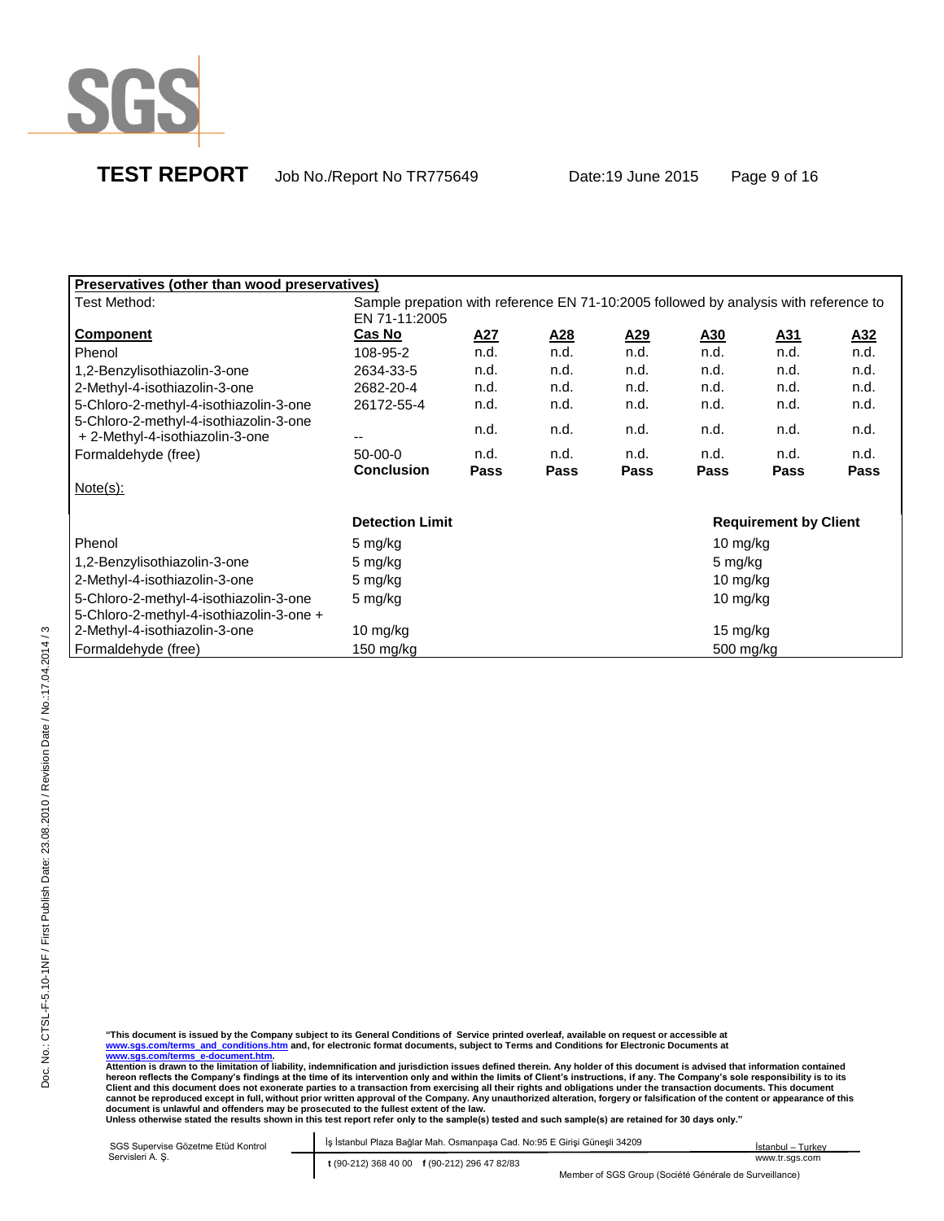**TEST REPORT** Job No./Report No TR775649 Date:19 June 2015

| **Preservatives (other than wood preservatives)** | | | | | | | |
|---|---|---|---|---|---|---|---|
| Test Method: | Sample prepation with reference EN 71-10:2005 followed by analysis with reference to EN 71-11:2005 | | | | | | |
| **Component** | **Cas No** | **A27** | **A28** | **A29** | **A30** | **A31** | **A32** |
| Phenol | 108-95-2 | n.d. | n.d. | n.d. | n.d. | n.d. | n.d. |
| 1,2-Benzylisothiazolin-3-one | 2634-33-5 | n.d. | n.d. | n.d. | n.d. | n.d. | n.d. |
| 2-Methyl-4-isothiazolin-3-one | 2682-20-4 | n.d. | n.d. | n.d. | n.d. | n.d. | n.d. |
| 5-Chloro-2-methyl-4-isothiazolin-3-one | 26172-55-4 | n.d. | n.d. | n.d. | n.d. | n.d. | n.d. |
| 5-Chloro-2-methyl-4-isothiazolin-3-one + 2-Methyl-4-isothiazolin-3-one | -- | n.d. | n.d. | n.d. | n.d. | n.d. | n.d. |
| Formaldehyde (free) | 50-00-0 | n.d. | n.d. | n.d. | n.d. | n.d. | n.d. |
| | **Conclusion** | **Pass** | **Pass** | **Pass** | **Pass** | **Pass** | **Pass** |

Note(s):

| | **Detection Limit** | **Requirement by Client** |
|---|---|---|
| Phenol | 5 mg/kg | 10 mg/kg |
| 1,2-Benzylisothiazolin-3-one | 5 mg/kg | 5 mg/kg |
| 2-Methyl-4-isothiazolin-3-one | 5 mg/kg | 10 mg/kg |
| 5-Chloro-2-methyl-4-isothiazolin-3-one | 5 mg/kg | 10 mg/kg |
| 5-Chloro-2-methyl-4-isothiazolin-3-one + 2-Methyl-4-isothiazolin-3-one | 10 mg/kg | 15 mg/kg |
| Formaldehyde (free) | 150 mg/kg | 500 mg/kg |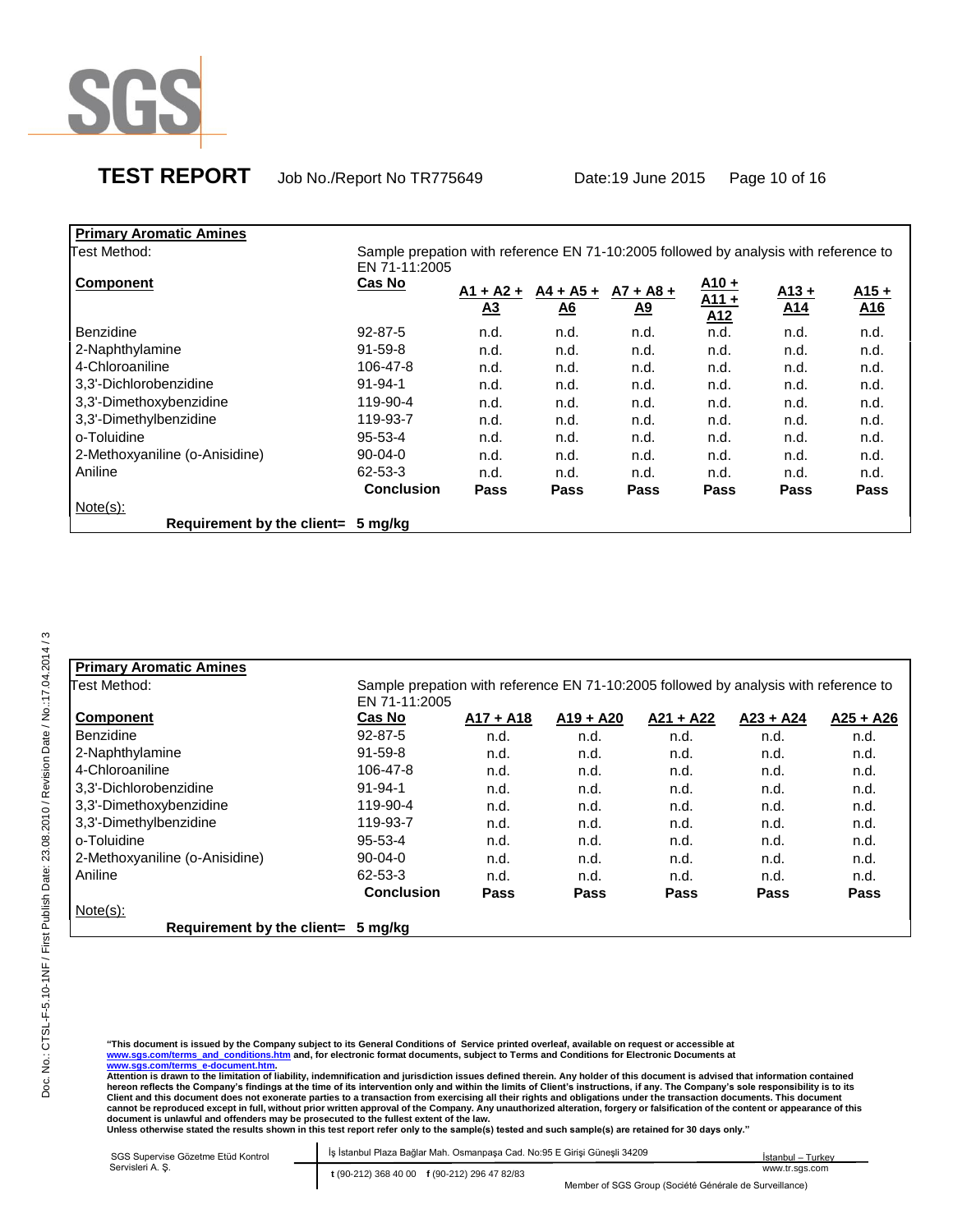**TEST REPORT** Job No./Report No TR775649 Date:19 June 2015

**Primary Aromatic Amines**

Test Method: Sample prepation with reference EN 71-10:2005 followed by analysis with reference to EN 71-11:2005

| Component | Cas No | A1 + A2 + A3 | A4 + A5 + A6 | A7 + A8 + A9 | A10 + A11 + A12 | A13 + A14 | A15 + A16 |
|---|---|---|---|---|---|---|---|
| Benzidine | 92-87-5 | n.d. | n.d. | n.d. | n.d. | n.d. | n.d. |
| 2-Naphthylamine | 91-59-8 | n.d. | n.d. | n.d. | n.d. | n.d. | n.d. |
| 4-Chloroaniline | 106-47-8 | n.d. | n.d. | n.d. | n.d. | n.d. | n.d. |
| 3,3'-Dichlorobenzidine | 91-94-1 | n.d. | n.d. | n.d. | n.d. | n.d. | n.d. |
| 3,3'-Dimethoxybenzidine | 119-90-4 | n.d. | n.d. | n.d. | n.d. | n.d. | n.d. |
| 3,3'-Dimethylbenzidine | 119-93-7 | n.d. | n.d. | n.d. | n.d. | n.d. | n.d. |
| o-Toluidine | 95-53-4 | n.d. | n.d. | n.d. | n.d. | n.d. | n.d. |
| 2-Methoxyaniline (o-Anisidine) | 90-04-0 | n.d. | n.d. | n.d. | n.d. | n.d. | n.d. |
| Aniline | 62-53-3 | n.d. | n.d. | n.d. | n.d. | n.d. | n.d. |
| | **Conclusion** | **Pass** | **Pass** | **Pass** | **Pass** | **Pass** | **Pass** |

Note(s):

**Requirement by the client= 5 mg/kg**

**Primary Aromatic Amines**

Test Method: Sample prepation with reference EN 71-10:2005 followed by analysis with reference to EN 71-11:2005

| Component | Cas No | A17 + A18 | A19 + A20 | A21 + A22 | A23 + A24 | A25 + A26 |
|---|---|---|---|---|---|---|
| Benzidine | 92-87-5 | n.d. | n.d. | n.d. | n.d. | n.d. |
| 2-Naphthylamine | 91-59-8 | n.d. | n.d. | n.d. | n.d. | n.d. |
| 4-Chloroaniline | 106-47-8 | n.d. | n.d. | n.d. | n.d. | n.d. |
| 3,3'-Dichlorobenzidine | 91-94-1 | n.d. | n.d. | n.d. | n.d. | n.d. |
| 3,3'-Dimethoxybenzidine | 119-90-4 | n.d. | n.d. | n.d. | n.d. | n.d. |
| 3,3'-Dimethylbenzidine | 119-93-7 | n.d. | n.d. | n.d. | n.d. | n.d. |
| o-Toluidine | 95-53-4 | n.d. | n.d. | n.d. | n.d. | n.d. |
| 2-Methoxyaniline (o-Anisidine) | 90-04-0 | n.d. | n.d. | n.d. | n.d. | n.d. |
| Aniline | 62-53-3 | n.d. | n.d. | n.d. | n.d. | n.d. |
| | **Conclusion** | **Pass** | **Pass** | **Pass** | **Pass** | **Pass** |

Note(s):

**Requirement by the client= 5 mg/kg**

**"This document is issued by the Company subject to its General Conditions of Service printed overleaf, available on request or accessible at www.sgs.com/terms_and_conditions.htm and, for electronic format documents, subject to Terms and Conditions for Electronic Documents at www.sgs.com/terms_e-document.htm.**
**Attention is drawn to the limitation of liability, indemnification and jurisdiction issues defined therein. Any holder of this document is advised that information contained hereon reflects the Company's findings at the time of its intervention only and within the limits of Client's instructions, if any. The Company's sole responsibility is to its Client and this document does not exonerate parties to a transaction from exercising all their rights and obligations under the transaction documents. This document cannot be reproduced except in full, without prior written approval of the Company. Any unauthorized alteration, forgery or falsification of the content or appearance of this document is unlawful and offenders may be prosecuted to the fullest extent of the law.**
**Unless otherwise stated the results shown in this test report refer only to the sample(s) tested and such sample(s) are retained for 30 days only."**

SGS Supervise Gözetme Etüd Kontrol Servisleri A. Ş. | İş İstanbul Plaza Bağlar Mah. Osmanpaşa Cad. No:95 E Girişi Güneşli 34209 | İstanbul – Turkey
t (90-212) 368 40 00 f (90-212) 296 47 82/83 | www.tr.sgs.com
Member of SGS Group (Société Générale de Surveillance)

Doc. No.: CTSL-F-5.10-1NF / First Publish Date: 23.08.2010 / Revision Date / No.:17.04.2014 / 3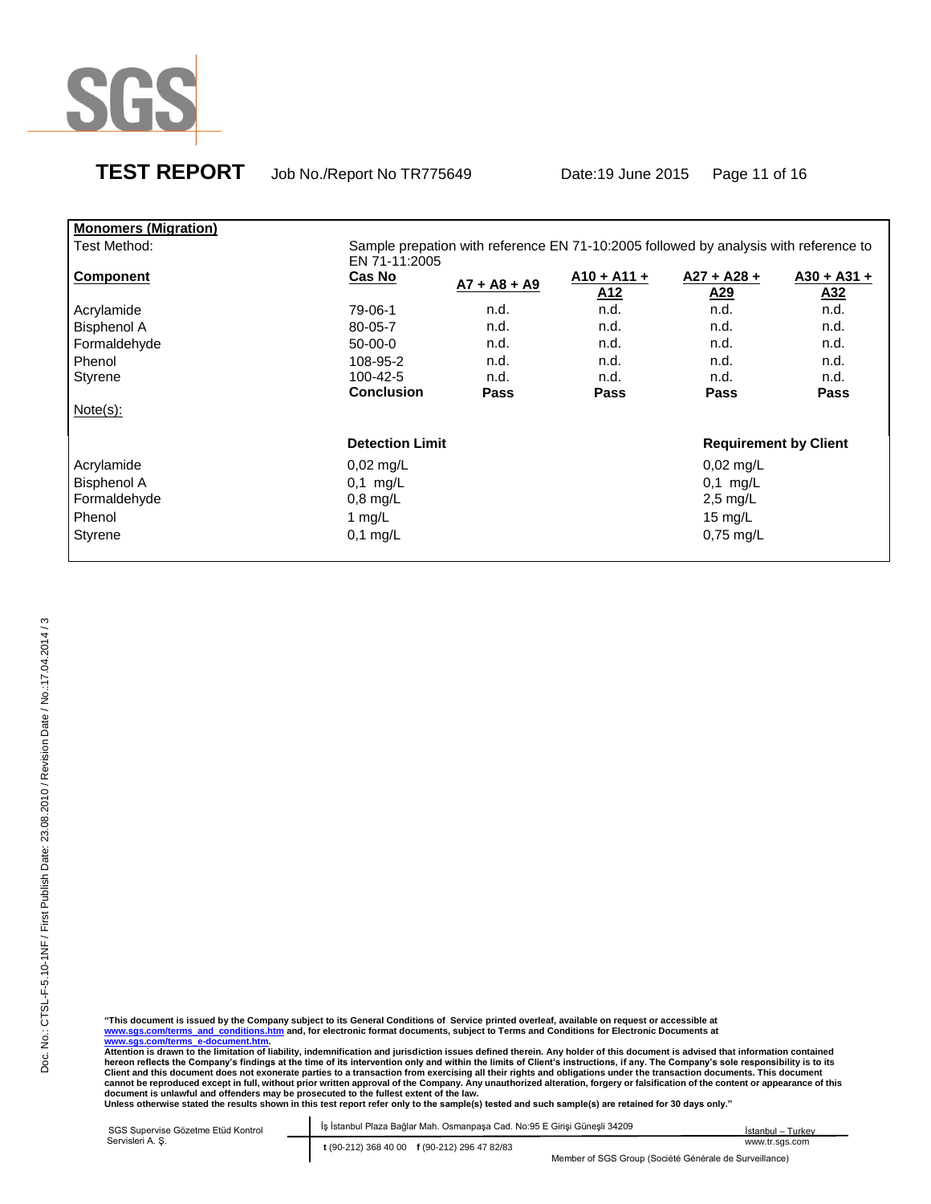**Monomers (Migration)**

Test Method: Sample prepation with reference EN 71-10:2005 followed by analysis with reference to EN 71-11:2005

| Component | Cas No | A7 + A8 + A9 | A10 + A11 + A12 | A27 + A28 + A29 | A30 + A31 + A32 |
|---|---|---|---|---|---|
| Acrylamide | 79-06-1 | n.d. | n.d. | n.d. | n.d. |
| Bisphenol A | 80-05-7 | n.d. | n.d. | n.d. | n.d. |
| Formaldehyde | 50-00-0 | n.d. | n.d. | n.d. | n.d. |
| Phenol | 108-95-2 | n.d. | n.d. | n.d. | n.d. |
| Styrene | 100-42-5 | n.d. | n.d. | n.d. | n.d. |
| | **Conclusion** | **Pass** | **Pass** | **Pass** | **Pass** |

Note(s):

| | Detection Limit | Requirement by Client |
|---|---|---|
| Acrylamide | 0,02 mg/L | 0,02 mg/L |
| Bisphenol A | 0,1 mg/L | 0,1 mg/L |
| Formaldehyde | 0,8 mg/L | 2,5 mg/L |
| Phenol | 1 mg/L | 15 mg/L |
| Styrene | 0,1 mg/L | 0,75 mg/L |

**"This document is issued by the Company subject to its General Conditions of Service printed overleaf, available on request or accessible at www.sgs.com/terms_and_conditions.htm and, for electronic format documents, subject to Terms and Conditions for Electronic Documents at www.sgs.com/terms_e-document.htm.**
**Attention is drawn to the limitation of liability, indemnification and jurisdiction issues defined therein. Any holder of this document is advised that information contained hereon reflects the Company's findings at the time of its intervention only and within the limits of Client's instructions, if any. The Company's sole responsibility is to its Client and this document does not exonerate parties to a transaction from exercising all their rights and obligations under the transaction documents. This document cannot be reproduced except in full, without prior written approval of the Company. Any unauthorized alteration, forgery or falsification of the content or appearance of this document is unlawful and offenders may be prosecuted to the fullest extent of the law.**
**Unless otherwise stated the results shown in this test report refer only to the sample(s) tested and such sample(s) are retained for 30 days only."**

SGS Supervise Gözetme Etüd Kontrol Servisleri A. Ş. | İş İstanbul Plaza Bağlar Mah. Osmanpaşa Cad. No:95 E Girişi Güneşli 34209 | İstanbul – Turkey
t (90-212) 368 40 00 f (90-212) 296 47 82/83 | www.tr.sgs.com
Member of SGS Group (Société Générale de Surveillance)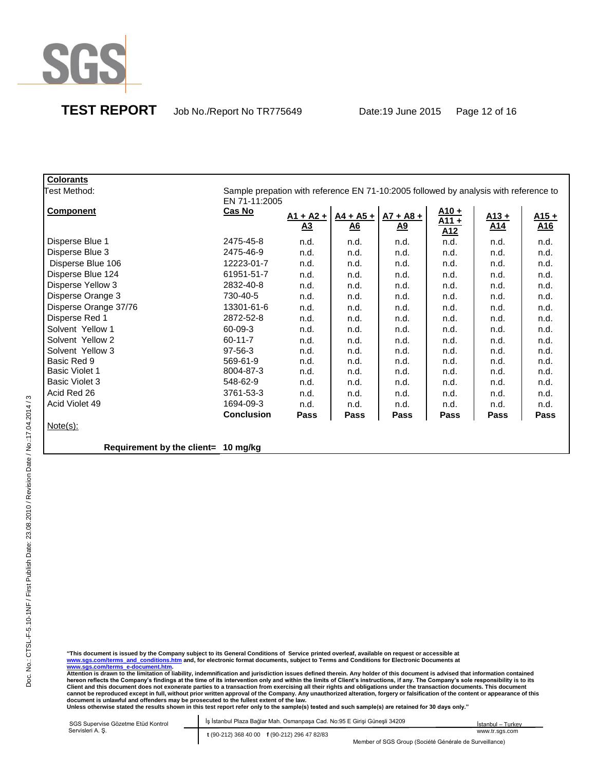**Colorants**

Test Method: Sample prepation with reference EN 71-10:2005 followed by analysis with reference to EN 71-11:2005

| **Component** | **Cas No** | **A1 + A2 + A3** | **A4 + A5 + A6** | **A7 + A8 + A9** | **A10 + A11 + A12** | **A13 + A14** | **A15 + A16** |
|---|---|---|---|---|---|---|---|
| Disperse Blue 1 | 2475-45-8 | n.d. | n.d. | n.d. | n.d. | n.d. | n.d. |
| Disperse Blue 3 | 2475-46-9 | n.d. | n.d. | n.d. | n.d. | n.d. | n.d. |
| Disperse Blue 106 | 12223-01-7 | n.d. | n.d. | n.d. | n.d. | n.d. | n.d. |
| Disperse Blue 124 | 61951-51-7 | n.d. | n.d. | n.d. | n.d. | n.d. | n.d. |
| Disperse Yellow 3 | 2832-40-8 | n.d. | n.d. | n.d. | n.d. | n.d. | n.d. |
| Disperse Orange 3 | 730-40-5 | n.d. | n.d. | n.d. | n.d. | n.d. | n.d. |
| Disperse Orange 37/76 | 13301-61-6 | n.d. | n.d. | n.d. | n.d. | n.d. | n.d. |
| Disperse Red 1 | 2872-52-8 | n.d. | n.d. | n.d. | n.d. | n.d. | n.d. |
| Solvent Yellow 1 | 60-09-3 | n.d. | n.d. | n.d. | n.d. | n.d. | n.d. |
| Solvent Yellow 2 | 60-11-7 | n.d. | n.d. | n.d. | n.d. | n.d. | n.d. |
| Solvent Yellow 3 | 97-56-3 | n.d. | n.d. | n.d. | n.d. | n.d. | n.d. |
| Basic Red 9 | 569-61-9 | n.d. | n.d. | n.d. | n.d. | n.d. | n.d. |
| Basic Violet 1 | 8004-87-3 | n.d. | n.d. | n.d. | n.d. | n.d. | n.d. |
| Basic Violet 3 | 548-62-9 | n.d. | n.d. | n.d. | n.d. | n.d. | n.d. |
| Acid Red 26 | 3761-53-3 | n.d. | n.d. | n.d. | n.d. | n.d. | n.d. |
| Acid Violet 49 | 1694-09-3 | n.d. | n.d. | n.d. | n.d. | n.d. | n.d. |
| | **Conclusion** | **Pass** | **Pass** | **Pass** | **Pass** | **Pass** | **Pass** |

Note(s):

**Requirement by the client= 10 mg/kg**

**"This document is issued by the Company subject to its General Conditions of Service printed overleaf, available on request or accessible at www.sgs.com/terms_and_conditions.htm and, for electronic format documents, subject to Terms and Conditions for Electronic Documents at www.sgs.com/terms_e-document.htm.**
**Attention is drawn to the limitation of liability, indemnification and jurisdiction issues defined therein. Any holder of this document is advised that information contained hereon reflects the Company's findings at the time of its intervention only and within the limits of Client's instructions, if any. The Company's sole responsibility is to its Client and this document does not exonerate parties to a transaction from exercising all their rights and obligations under the transaction documents. This document cannot be reproduced except in full, without prior written approval of the Company. Any unauthorized alteration, forgery or falsification of the content or appearance of this document is unlawful and offenders may be prosecuted to the fullest extent of the law.**
**Unless otherwise stated the results shown in this test report refer only to the sample(s) tested and such sample(s) are retained for 30 days only."**

SGS Supervise Gözetme Etüd Kontrol Servisleri A. Ş. | İş İstanbul Plaza Bağlar Mah. Osmanpaşa Cad. No:95 E Girişi Güneşli 34209 | İstanbul – Turkey
t (90-212) 368 40 00 f (90-212) 296 47 82/83 | www.tr.sgs.com
Member of SGS Group (Société Générale de Surveillance)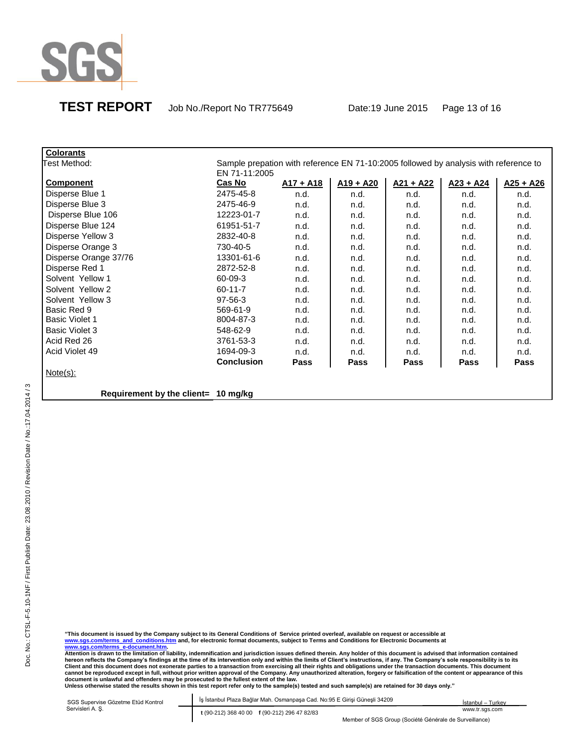# TEST REPORT

Job No./Report No TR775649 Date:19 June 2015

**Colorants**

| Test Method: | Sample prepation with reference EN 71-10:2005 followed by analysis with reference to EN 71-11:2005 | | | | | |
|---|---|---|---|---|---|---|
| **Component** | **Cas No** | **A17 + A18** | **A19 + A20** | **A21 + A22** | **A23 + A24** | **A25 + A26** |
| Disperse Blue 1 | 2475-45-8 | n.d. | n.d. | n.d. | n.d. | n.d. |
| Disperse Blue 3 | 2475-46-9 | n.d. | n.d. | n.d. | n.d. | n.d. |
| Disperse Blue 106 | 12223-01-7 | n.d. | n.d. | n.d. | n.d. | n.d. |
| Disperse Blue 124 | 61951-51-7 | n.d. | n.d. | n.d. | n.d. | n.d. |
| Disperse Yellow 3 | 2832-40-8 | n.d. | n.d. | n.d. | n.d. | n.d. |
| Disperse Orange 3 | 730-40-5 | n.d. | n.d. | n.d. | n.d. | n.d. |
| Disperse Orange 37/76 | 13301-61-6 | n.d. | n.d. | n.d. | n.d. | n.d. |
| Disperse Red 1 | 2872-52-8 | n.d. | n.d. | n.d. | n.d. | n.d. |
| Solvent Yellow 1 | 60-09-3 | n.d. | n.d. | n.d. | n.d. | n.d. |
| Solvent Yellow 2 | 60-11-7 | n.d. | n.d. | n.d. | n.d. | n.d. |
| Solvent Yellow 3 | 97-56-3 | n.d. | n.d. | n.d. | n.d. | n.d. |
| Basic Red 9 | 569-61-9 | n.d. | n.d. | n.d. | n.d. | n.d. |
| Basic Violet 1 | 8004-87-3 | n.d. | n.d. | n.d. | n.d. | n.d. |
| Basic Violet 3 | 548-62-9 | n.d. | n.d. | n.d. | n.d. | n.d. |
| Acid Red 26 | 3761-53-3 | n.d. | n.d. | n.d. | n.d. | n.d. |
| Acid Violet 49 | 1694-09-3 | n.d. | n.d. | n.d. | n.d. | n.d. |
| | **Conclusion** | **Pass** | **Pass** | **Pass** | **Pass** | **Pass** |

Note(s):

**Requirement by the client= 10 mg/kg**

**"This document is issued by the Company subject to its General Conditions of Service printed overleaf, available on request or accessible at www.sgs.com/terms_and_conditions.htm and, for electronic format documents, subject to Terms and Conditions for Electronic Documents at www.sgs.com/terms_e-document.htm.**
**Attention is drawn to the limitation of liability, indemnification and jurisdiction issues defined therein. Any holder of this document is advised that information contained hereon reflects the Company's findings at the time of its intervention only and within the limits of Client's instructions, if any. The Company's sole responsibility is to its Client and this document does not exonerate parties to a transaction from exercising all their rights and obligations under the transaction documents. This document cannot be reproduced except in full, without prior written approval of the Company. Any unauthorized alteration, forgery or falsification of the content or appearance of this document is unlawful and offenders may be prosecuted to the fullest extent of the law.**
**Unless otherwise stated the results shown in this test report refer only to the sample(s) tested and such sample(s) are retained for 30 days only."**

SGS Supervise Gözetme Etüd Kontrol Servisleri A. Ş. | İş İstanbul Plaza Bağlar Mah. Osmanpaşa Cad. No:95 E Girişi Güneşli 34209 | İstanbul – Turkey
t (90-212) 368 40 00 f (90-212) 296 47 82/83 | www.tr.sgs.com
Member of SGS Group (Société Générale de Surveillance)

Doc. No.: CTSL-F-5.10-1NF / First Publish Date: 23.08.2010 / Revision Date / No.:17.04.2014 / 3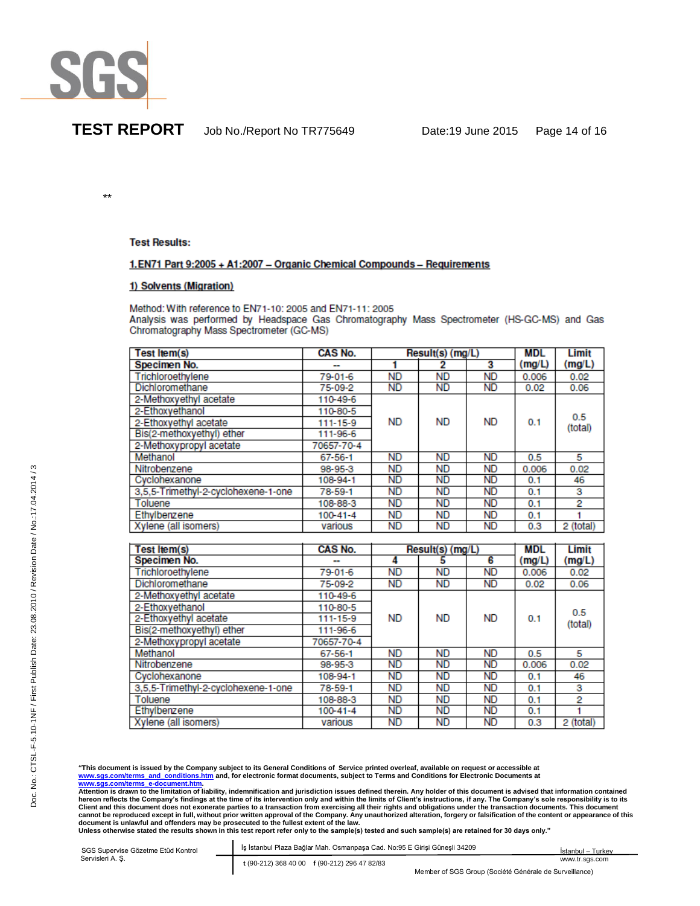**

**Test Results:**

**1.EN71 Part 9:2005 + A1:2007 – Organic Chemical Compounds – Requirements**

**1) Solvents (Migration)**

Method: With reference to EN71-10: 2005 and EN71-11: 2005
Analysis was performed by Headspace Gas Chromatography Mass Spectrometer (HS-GC-MS) and Gas Chromatography Mass Spectrometer (GC-MS)

| Test Item(s) | CAS No. | Result(s) (mg/L) | | | MDL | Limit |
|---|---|---|---|---|---|---|
| **Specimen No.** | -- | 1 | 2 | 3 | (mg/L) | (mg/L) |
| Trichloroethylene | 79-01-6 | ND | ND | ND | 0.006 | 0.02 |
| Dichloromethane | 75-09-2 | ND | ND | ND | 0.02 | 0.06 |
| 2-Methoxyethyl acetate | 110-49-6 | ND | ND | ND | 0.1 | 0.5 (total) |
| 2-Ethoxyethanol | 110-80-5 | | | | | |
| 2-Ethoxyethyl acetate | 111-15-9 | | | | | |
| Bis(2-methoxyethyl) ether | 111-96-6 | | | | | |
| 2-Methoxypropyl acetate | 70657-70-4 | | | | | |
| Methanol | 67-56-1 | ND | ND | ND | 0.5 | 5 |
| Nitrobenzene | 98-95-3 | ND | ND | ND | 0.006 | 0.02 |
| Cyclohexanone | 108-94-1 | ND | ND | ND | 0.1 | 46 |
| 3,5,5-Trimethyl-2-cyclohexene-1-one | 78-59-1 | ND | ND | ND | 0.1 | 3 |
| Toluene | 108-88-3 | ND | ND | ND | 0.1 | 2 |
| Ethylbenzene | 100-41-4 | ND | ND | ND | 0.1 | 1 |
| Xylene (all isomers) | various | ND | ND | ND | 0.3 | 2 (total) |

| Test Item(s) | CAS No. | Result(s) (mg/L) | | | MDL | Limit |
|---|---|---|---|---|---|---|
| **Specimen No.** | -- | 4 | 5 | 6 | (mg/L) | (mg/L) |
| Trichloroethylene | 79-01-6 | ND | ND | ND | 0.006 | 0.02 |
| Dichloromethane | 75-09-2 | ND | ND | ND | 0.02 | 0.06 |
| 2-Methoxyethyl acetate | 110-49-6 | ND | ND | ND | 0.1 | 0.5 (total) |
| 2-Ethoxyethanol | 110-80-5 | | | | | |
| 2-Ethoxyethyl acetate | 111-15-9 | | | | | |
| Bis(2-methoxyethyl) ether | 111-96-6 | | | | | |
| 2-Methoxypropyl acetate | 70657-70-4 | | | | | |
| Methanol | 67-56-1 | ND | ND | ND | 0.5 | 5 |
| Nitrobenzene | 98-95-3 | ND | ND | ND | 0.006 | 0.02 |
| Cyclohexanone | 108-94-1 | ND | ND | ND | 0.1 | 46 |
| 3,5,5-Trimethyl-2-cyclohexene-1-one | 78-59-1 | ND | ND | ND | 0.1 | 3 |
| Toluene | 108-88-3 | ND | ND | ND | 0.1 | 2 |
| Ethylbenzene | 100-41-4 | ND | ND | ND | 0.1 | 1 |
| Xylene (all isomers) | various | ND | ND | ND | 0.3 | 2 (total) |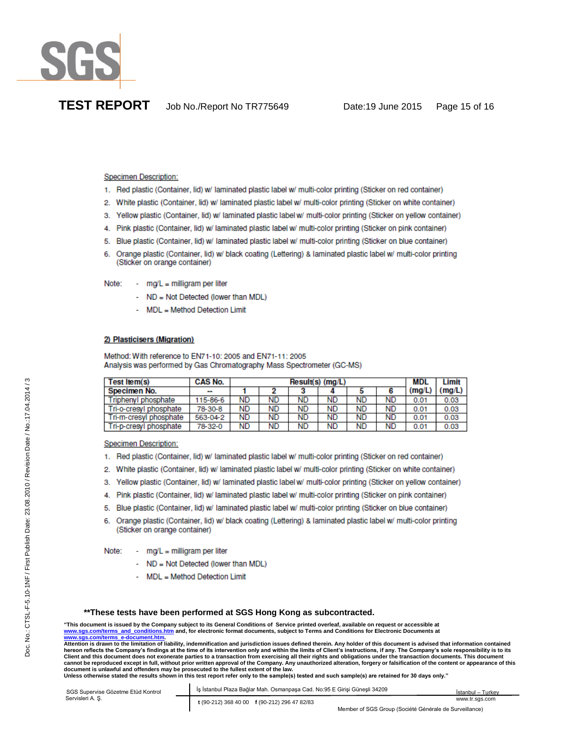Specimen Description:

1. Red plastic (Container, lid) w/ laminated plastic label w/ multi-color printing (Sticker on red container)
2. White plastic (Container, lid) w/ laminated plastic label w/ multi-color printing (Sticker on white container)
3. Yellow plastic (Container, lid) w/ laminated plastic label w/ multi-color printing (Sticker on yellow container)
4. Pink plastic (Container, lid) w/ laminated plastic label w/ multi-color printing (Sticker on pink container)
5. Blue plastic (Container, lid) w/ laminated plastic label w/ multi-color printing (Sticker on blue container)
6. Orange plastic (Container, lid) w/ black coating (Lettering) & laminated plastic label w/ multi-color printing (Sticker on orange container)

Note:
- mg/L = milligram per liter
- ND = Not Detected (lower than MDL)
- MDL = Method Detection Limit

## 2) Plasticisers (Migration)

Method: With reference to EN71-10: 2005 and EN71-11: 2005
Analysis was performed by Gas Chromatography Mass Spectrometer (GC-MS)

| Test Item(s) | CAS No. | Result(s) (mg/L) | | | | | | MDL | Limit |
|---|---|---|---|---|---|---|---|---|---|
| Specimen No. | -- | 1 | 2 | 3 | 4 | 5 | 6 | (mg/L) | (mg/L) |
| Triphenyl phosphate | 115-86-6 | ND | ND | ND | ND | ND | ND | 0.01 | 0.03 |
| Tri-o-cresyl phosphate | 78-30-8 | ND | ND | ND | ND | ND | ND | 0.01 | 0.03 |
| Tri-m-cresyl phosphate | 563-04-2 | ND | ND | ND | ND | ND | ND | 0.01 | 0.03 |
| Tri-p-cresyl phosphate | 78-32-0 | ND | ND | ND | ND | ND | ND | 0.01 | 0.03 |

Specimen Description:

1. Red plastic (Container, lid) w/ laminated plastic label w/ multi-color printing (Sticker on red container)
2. White plastic (Container, lid) w/ laminated plastic label w/ multi-color printing (Sticker on white container)
3. Yellow plastic (Container, lid) w/ laminated plastic label w/ multi-color printing (Sticker on yellow container)
4. Pink plastic (Container, lid) w/ laminated plastic label w/ multi-color printing (Sticker on pink container)
5. Blue plastic (Container, lid) w/ laminated plastic label w/ multi-color printing (Sticker on blue container)
6. Orange plastic (Container, lid) w/ black coating (Lettering) & laminated plastic label w/ multi-color printing (Sticker on orange container)

Note:
- mg/L = milligram per liter
- ND = Not Detected (lower than MDL)
- MDL = Method Detection Limit

**\*\*These tests have been performed at SGS Hong Kong as subcontracted.**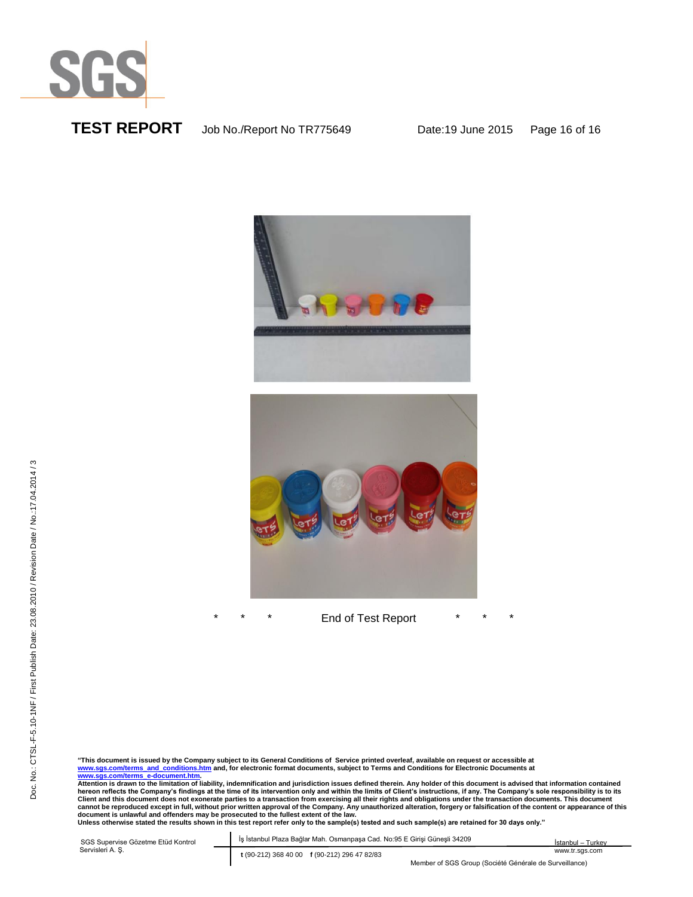\*        \*        \*                End of Test Report                \*        \*        \*

*        *        *                End of Test Report                *        *        *